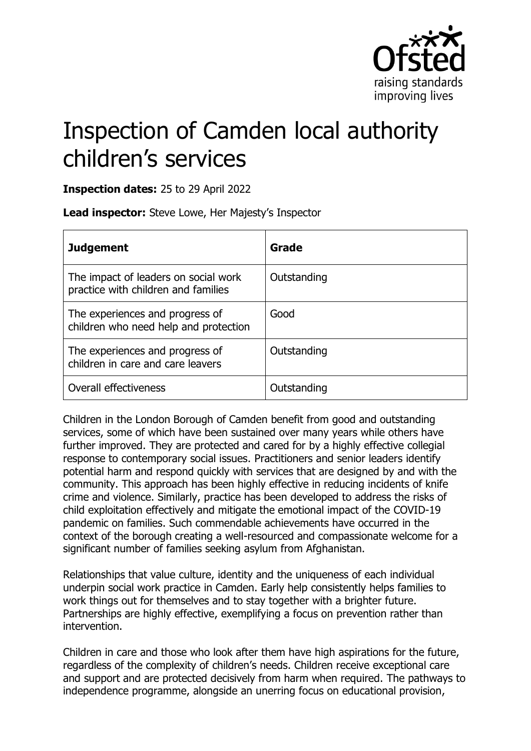# Inspection of Camden local authority children's services

**Inspection dates:** 25 to 29 April 2022

**Lead inspector:** Steve Lowe, Her Majesty's Inspector

| Judgement | Grade |
|---|---|
| The impact of leaders on social work practice with children and families | Outstanding |
| The experiences and progress of children who need help and protection | Good |
| The experiences and progress of children in care and care leavers | Outstanding |
| Overall effectiveness | Outstanding |

Children in the London Borough of Camden benefit from good and outstanding services, some of which have been sustained over many years while others have further improved. They are protected and cared for by a highly effective collegial response to contemporary social issues. Practitioners and senior leaders identify potential harm and respond quickly with services that are designed by and with the community. This approach has been highly effective in reducing incidents of knife crime and violence. Similarly, practice has been developed to address the risks of child exploitation effectively and mitigate the emotional impact of the COVID-19 pandemic on families. Such commendable achievements have occurred in the context of the borough creating a well-resourced and compassionate welcome for a significant number of families seeking asylum from Afghanistan.

Relationships that value culture, identity and the uniqueness of each individual underpin social work practice in Camden. Early help consistently helps families to work things out for themselves and to stay together with a brighter future. Partnerships are highly effective, exemplifying a focus on prevention rather than intervention.

Children in care and those who look after them have high aspirations for the future, regardless of the complexity of children's needs. Children receive exceptional care and support and are protected decisively from harm when required. The pathways to independence programme, alongside an unerring focus on educational provision,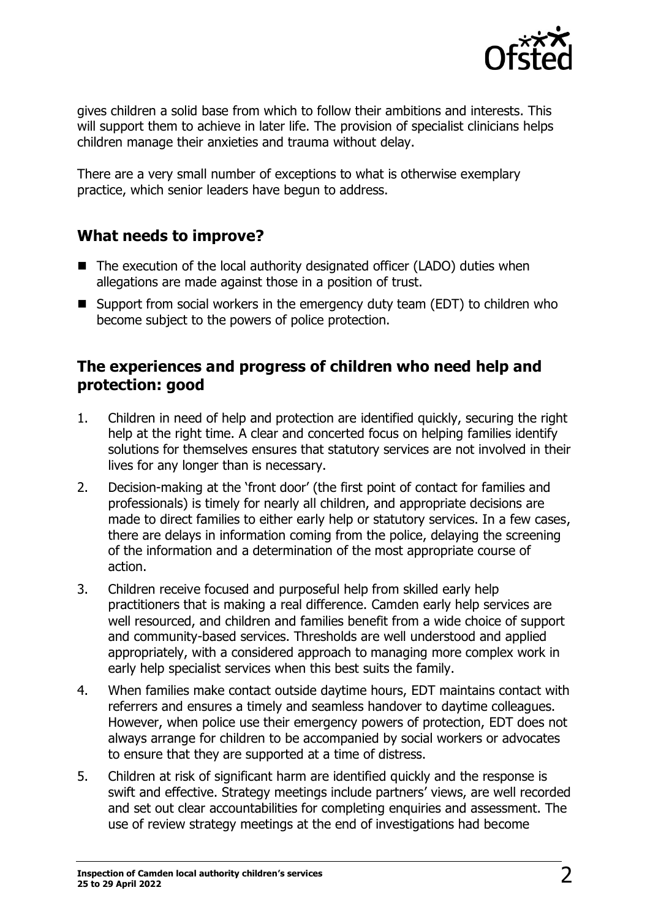gives children a solid base from which to follow their ambitions and interests. This will support them to achieve in later life. The provision of specialist clinicians helps children manage their anxieties and trauma without delay.

There are a very small number of exceptions to what is otherwise exemplary practice, which senior leaders have begun to address.

## What needs to improve?

- The execution of the local authority designated officer (LADO) duties when allegations are made against those in a position of trust.
- Support from social workers in the emergency duty team (EDT) to children who become subject to the powers of police protection.

## The experiences and progress of children who need help and protection: good

1. Children in need of help and protection are identified quickly, securing the right help at the right time. A clear and concerted focus on helping families identify solutions for themselves ensures that statutory services are not involved in their lives for any longer than is necessary.
2. Decision-making at the 'front door' (the first point of contact for families and professionals) is timely for nearly all children, and appropriate decisions are made to direct families to either early help or statutory services. In a few cases, there are delays in information coming from the police, delaying the screening of the information and a determination of the most appropriate course of action.
3. Children receive focused and purposeful help from skilled early help practitioners that is making a real difference. Camden early help services are well resourced, and children and families benefit from a wide choice of support and community-based services. Thresholds are well understood and applied appropriately, with a considered approach to managing more complex work in early help specialist services when this best suits the family.
4. When families make contact outside daytime hours, EDT maintains contact with referrers and ensures a timely and seamless handover to daytime colleagues. However, when police use their emergency powers of protection, EDT does not always arrange for children to be accompanied by social workers or advocates to ensure that they are supported at a time of distress.
5. Children at risk of significant harm are identified quickly and the response is swift and effective. Strategy meetings include partners' views, are well recorded and set out clear accountabilities for completing enquiries and assessment. The use of review strategy meetings at the end of investigations had become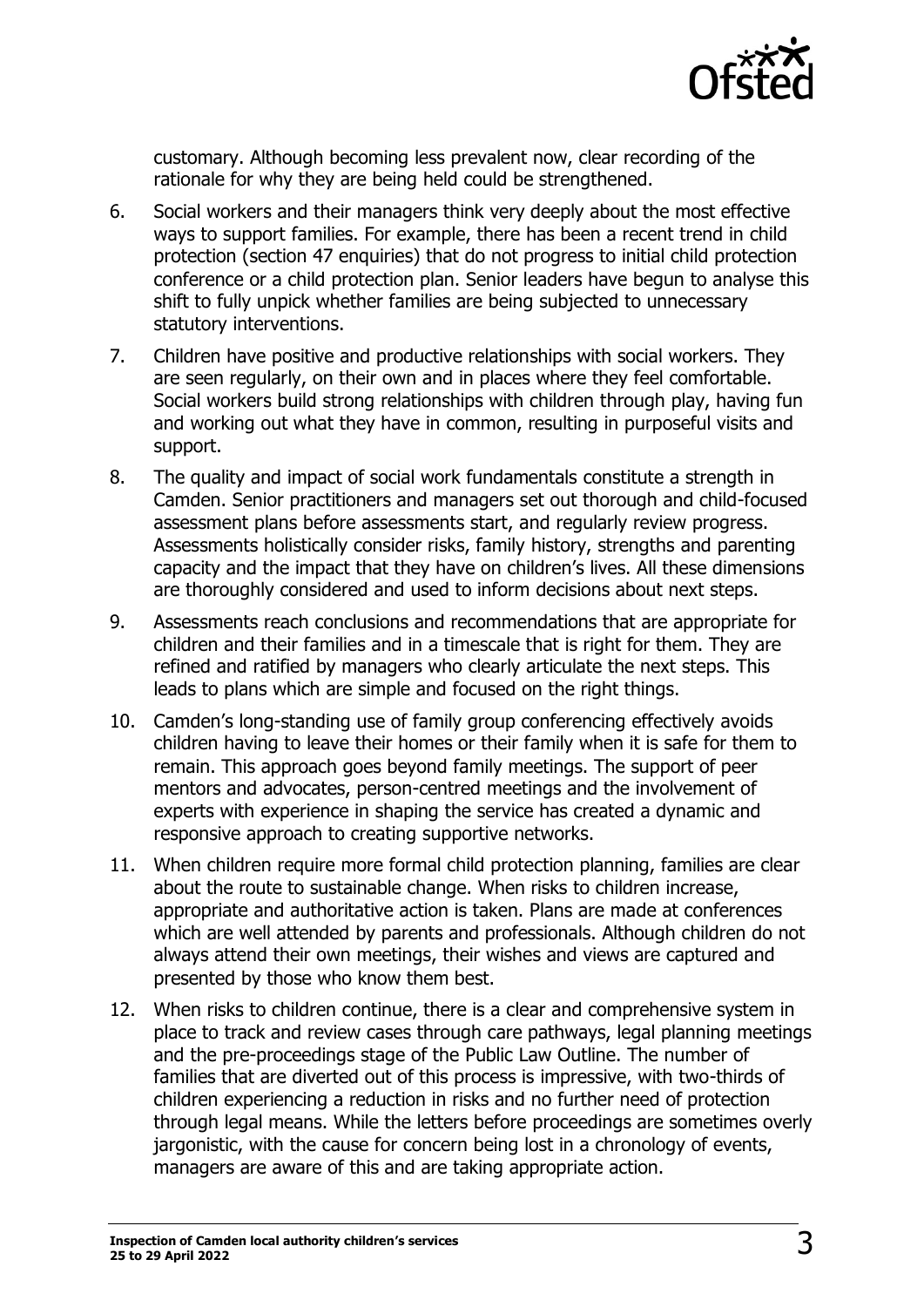customary. Although becoming less prevalent now, clear recording of the rationale for why they are being held could be strengthened.

6. Social workers and their managers think very deeply about the most effective ways to support families. For example, there has been a recent trend in child protection (section 47 enquiries) that do not progress to initial child protection conference or a child protection plan. Senior leaders have begun to analyse this shift to fully unpick whether families are being subjected to unnecessary statutory interventions.

7. Children have positive and productive relationships with social workers. They are seen regularly, on their own and in places where they feel comfortable. Social workers build strong relationships with children through play, having fun and working out what they have in common, resulting in purposeful visits and support.

8. The quality and impact of social work fundamentals constitute a strength in Camden. Senior practitioners and managers set out thorough and child-focused assessment plans before assessments start, and regularly review progress. Assessments holistically consider risks, family history, strengths and parenting capacity and the impact that they have on children's lives. All these dimensions are thoroughly considered and used to inform decisions about next steps.

9. Assessments reach conclusions and recommendations that are appropriate for children and their families and in a timescale that is right for them. They are refined and ratified by managers who clearly articulate the next steps. This leads to plans which are simple and focused on the right things.

10. Camden's long-standing use of family group conferencing effectively avoids children having to leave their homes or their family when it is safe for them to remain. This approach goes beyond family meetings. The support of peer mentors and advocates, person-centred meetings and the involvement of experts with experience in shaping the service has created a dynamic and responsive approach to creating supportive networks.

11. When children require more formal child protection planning, families are clear about the route to sustainable change. When risks to children increase, appropriate and authoritative action is taken. Plans are made at conferences which are well attended by parents and professionals. Although children do not always attend their own meetings, their wishes and views are captured and presented by those who know them best.

12. When risks to children continue, there is a clear and comprehensive system in place to track and review cases through care pathways, legal planning meetings and the pre-proceedings stage of the Public Law Outline. The number of families that are diverted out of this process is impressive, with two-thirds of children experiencing a reduction in risks and no further need of protection through legal means. While the letters before proceedings are sometimes overly jargonistic, with the cause for concern being lost in a chronology of events, managers are aware of this and are taking appropriate action.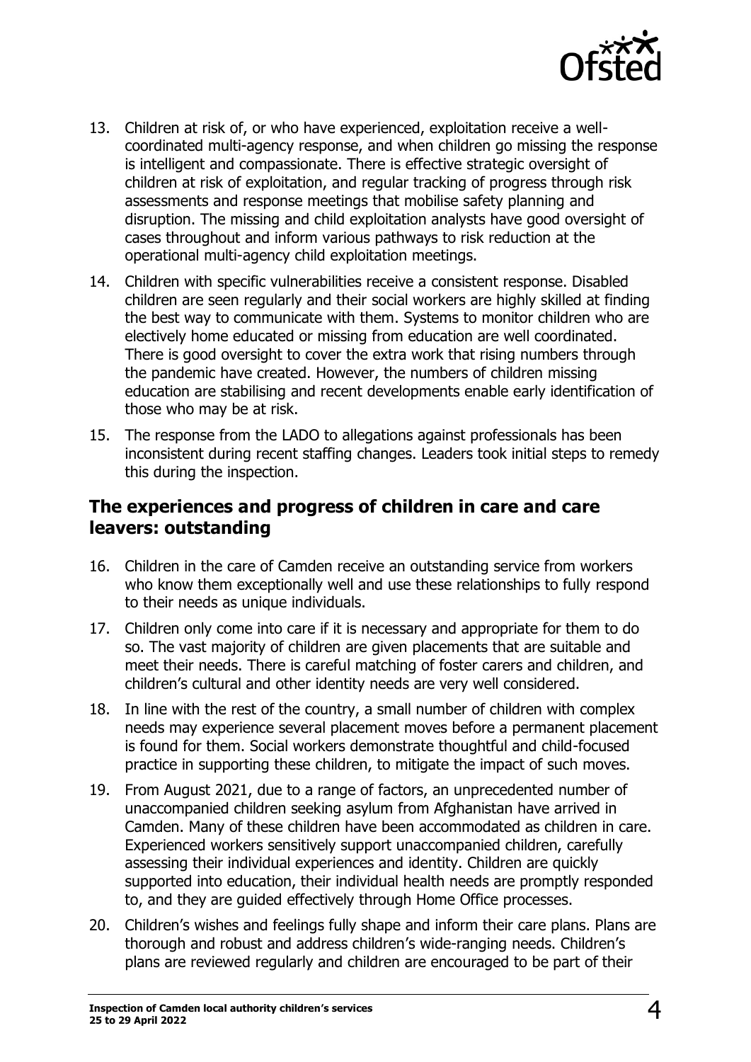13. Children at risk of, or who have experienced, exploitation receive a well-coordinated multi-agency response, and when children go missing the response is intelligent and compassionate. There is effective strategic oversight of children at risk of exploitation, and regular tracking of progress through risk assessments and response meetings that mobilise safety planning and disruption. The missing and child exploitation analysts have good oversight of cases throughout and inform various pathways to risk reduction at the operational multi-agency child exploitation meetings.
14. Children with specific vulnerabilities receive a consistent response. Disabled children are seen regularly and their social workers are highly skilled at finding the best way to communicate with them. Systems to monitor children who are electively home educated or missing from education are well coordinated. There is good oversight to cover the extra work that rising numbers through the pandemic have created. However, the numbers of children missing education are stabilising and recent developments enable early identification of those who may be at risk.
15. The response from the LADO to allegations against professionals has been inconsistent during recent staffing changes. Leaders took initial steps to remedy this during the inspection.

## The experiences and progress of children in care and care leavers: outstanding

16. Children in the care of Camden receive an outstanding service from workers who know them exceptionally well and use these relationships to fully respond to their needs as unique individuals.
17. Children only come into care if it is necessary and appropriate for them to do so. The vast majority of children are given placements that are suitable and meet their needs. There is careful matching of foster carers and children, and children's cultural and other identity needs are very well considered.
18. In line with the rest of the country, a small number of children with complex needs may experience several placement moves before a permanent placement is found for them. Social workers demonstrate thoughtful and child-focused practice in supporting these children, to mitigate the impact of such moves.
19. From August 2021, due to a range of factors, an unprecedented number of unaccompanied children seeking asylum from Afghanistan have arrived in Camden. Many of these children have been accommodated as children in care. Experienced workers sensitively support unaccompanied children, carefully assessing their individual experiences and identity. Children are quickly supported into education, their individual health needs are promptly responded to, and they are guided effectively through Home Office processes.
20. Children's wishes and feelings fully shape and inform their care plans. Plans are thorough and robust and address children's wide-ranging needs. Children's plans are reviewed regularly and children are encouraged to be part of their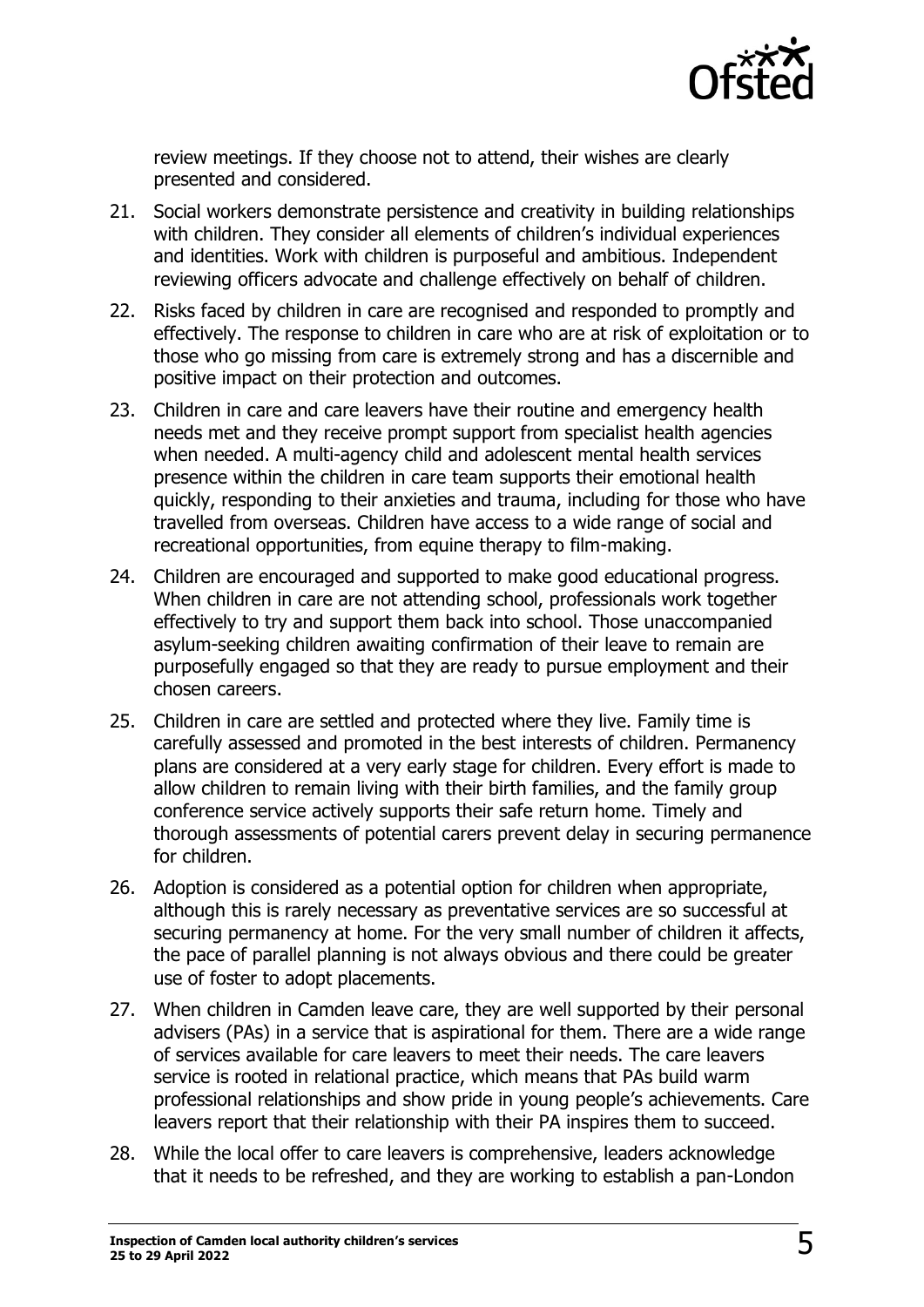review meetings. If they choose not to attend, their wishes are clearly presented and considered.

21. Social workers demonstrate persistence and creativity in building relationships with children. They consider all elements of children's individual experiences and identities. Work with children is purposeful and ambitious. Independent reviewing officers advocate and challenge effectively on behalf of children.

22. Risks faced by children in care are recognised and responded to promptly and effectively. The response to children in care who are at risk of exploitation or to those who go missing from care is extremely strong and has a discernible and positive impact on their protection and outcomes.

23. Children in care and care leavers have their routine and emergency health needs met and they receive prompt support from specialist health agencies when needed. A multi-agency child and adolescent mental health services presence within the children in care team supports their emotional health quickly, responding to their anxieties and trauma, including for those who have travelled from overseas. Children have access to a wide range of social and recreational opportunities, from equine therapy to film-making.

24. Children are encouraged and supported to make good educational progress. When children in care are not attending school, professionals work together effectively to try and support them back into school. Those unaccompanied asylum-seeking children awaiting confirmation of their leave to remain are purposefully engaged so that they are ready to pursue employment and their chosen careers.

25. Children in care are settled and protected where they live. Family time is carefully assessed and promoted in the best interests of children. Permanency plans are considered at a very early stage for children. Every effort is made to allow children to remain living with their birth families, and the family group conference service actively supports their safe return home. Timely and thorough assessments of potential carers prevent delay in securing permanence for children.

26. Adoption is considered as a potential option for children when appropriate, although this is rarely necessary as preventative services are so successful at securing permanency at home. For the very small number of children it affects, the pace of parallel planning is not always obvious and there could be greater use of foster to adopt placements.

27. When children in Camden leave care, they are well supported by their personal advisers (PAs) in a service that is aspirational for them. There are a wide range of services available for care leavers to meet their needs. The care leavers service is rooted in relational practice, which means that PAs build warm professional relationships and show pride in young people's achievements. Care leavers report that their relationship with their PA inspires them to succeed.

28. While the local offer to care leavers is comprehensive, leaders acknowledge that it needs to be refreshed, and they are working to establish a pan-London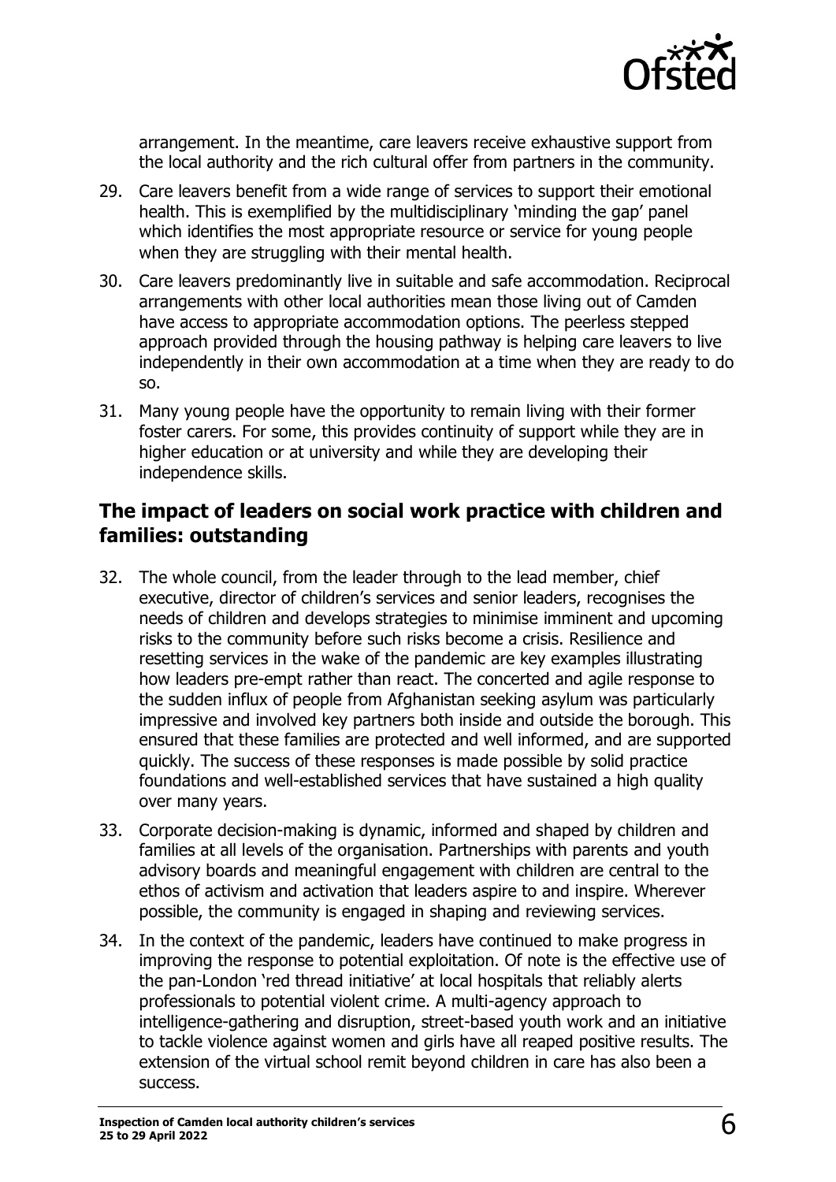arrangement. In the meantime, care leavers receive exhaustive support from the local authority and the rich cultural offer from partners in the community.

29. Care leavers benefit from a wide range of services to support their emotional health. This is exemplified by the multidisciplinary 'minding the gap' panel which identifies the most appropriate resource or service for young people when they are struggling with their mental health.

30. Care leavers predominantly live in suitable and safe accommodation. Reciprocal arrangements with other local authorities mean those living out of Camden have access to appropriate accommodation options. The peerless stepped approach provided through the housing pathway is helping care leavers to live independently in their own accommodation at a time when they are ready to do so.

31. Many young people have the opportunity to remain living with their former foster carers. For some, this provides continuity of support while they are in higher education or at university and while they are developing their independence skills.

## The impact of leaders on social work practice with children and families: outstanding

32. The whole council, from the leader through to the lead member, chief executive, director of children's services and senior leaders, recognises the needs of children and develops strategies to minimise imminent and upcoming risks to the community before such risks become a crisis. Resilience and resetting services in the wake of the pandemic are key examples illustrating how leaders pre-empt rather than react. The concerted and agile response to the sudden influx of people from Afghanistan seeking asylum was particularly impressive and involved key partners both inside and outside the borough. This ensured that these families are protected and well informed, and are supported quickly. The success of these responses is made possible by solid practice foundations and well-established services that have sustained a high quality over many years.

33. Corporate decision-making is dynamic, informed and shaped by children and families at all levels of the organisation. Partnerships with parents and youth advisory boards and meaningful engagement with children are central to the ethos of activism and activation that leaders aspire to and inspire. Wherever possible, the community is engaged in shaping and reviewing services.

34. In the context of the pandemic, leaders have continued to make progress in improving the response to potential exploitation. Of note is the effective use of the pan-London 'red thread initiative' at local hospitals that reliably alerts professionals to potential violent crime. A multi-agency approach to intelligence-gathering and disruption, street-based youth work and an initiative to tackle violence against women and girls have all reaped positive results. The extension of the virtual school remit beyond children in care has also been a success.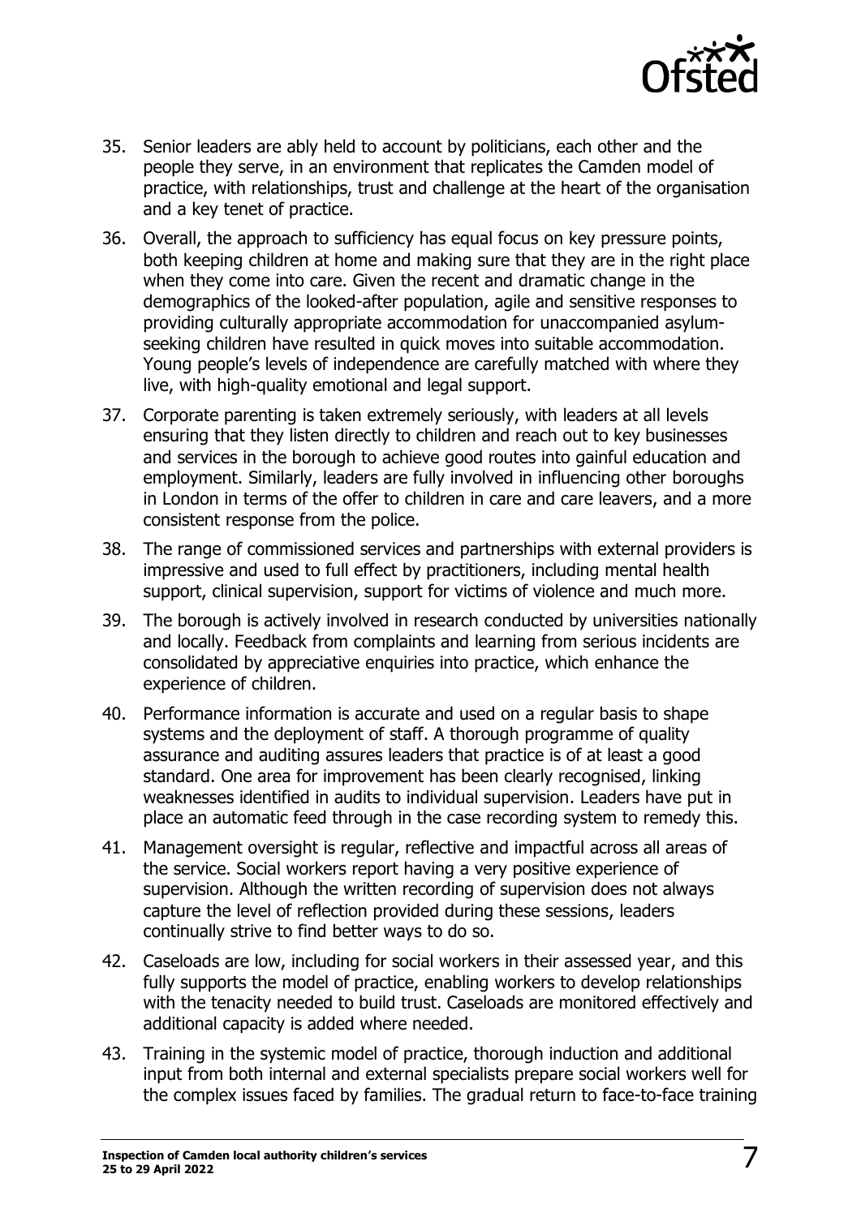35. Senior leaders are ably held to account by politicians, each other and the people they serve, in an environment that replicates the Camden model of practice, with relationships, trust and challenge at the heart of the organisation and a key tenet of practice.

36. Overall, the approach to sufficiency has equal focus on key pressure points, both keeping children at home and making sure that they are in the right place when they come into care. Given the recent and dramatic change in the demographics of the looked-after population, agile and sensitive responses to providing culturally appropriate accommodation for unaccompanied asylum-seeking children have resulted in quick moves into suitable accommodation. Young people's levels of independence are carefully matched with where they live, with high-quality emotional and legal support.

37. Corporate parenting is taken extremely seriously, with leaders at all levels ensuring that they listen directly to children and reach out to key businesses and services in the borough to achieve good routes into gainful education and employment. Similarly, leaders are fully involved in influencing other boroughs in London in terms of the offer to children in care and care leavers, and a more consistent response from the police.

38. The range of commissioned services and partnerships with external providers is impressive and used to full effect by practitioners, including mental health support, clinical supervision, support for victims of violence and much more.

39. The borough is actively involved in research conducted by universities nationally and locally. Feedback from complaints and learning from serious incidents are consolidated by appreciative enquiries into practice, which enhance the experience of children.

40. Performance information is accurate and used on a regular basis to shape systems and the deployment of staff. A thorough programme of quality assurance and auditing assures leaders that practice is of at least a good standard. One area for improvement has been clearly recognised, linking weaknesses identified in audits to individual supervision. Leaders have put in place an automatic feed through in the case recording system to remedy this.

41. Management oversight is regular, reflective and impactful across all areas of the service. Social workers report having a very positive experience of supervision. Although the written recording of supervision does not always capture the level of reflection provided during these sessions, leaders continually strive to find better ways to do so.

42. Caseloads are low, including for social workers in their assessed year, and this fully supports the model of practice, enabling workers to develop relationships with the tenacity needed to build trust. Caseloads are monitored effectively and additional capacity is added where needed.

43. Training in the systemic model of practice, thorough induction and additional input from both internal and external specialists prepare social workers well for the complex issues faced by families. The gradual return to face-to-face training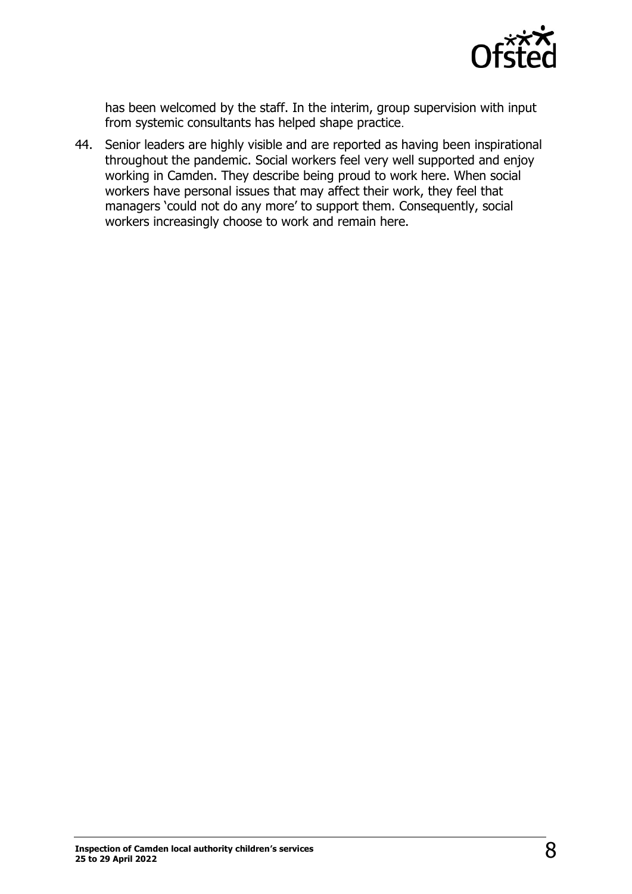has been welcomed by the staff. In the interim, group supervision with input from systemic consultants has helped shape practice.

44. Senior leaders are highly visible and are reported as having been inspirational throughout the pandemic. Social workers feel very well supported and enjoy working in Camden. They describe being proud to work here. When social workers have personal issues that may affect their work, they feel that managers 'could not do any more' to support them. Consequently, social workers increasingly choose to work and remain here.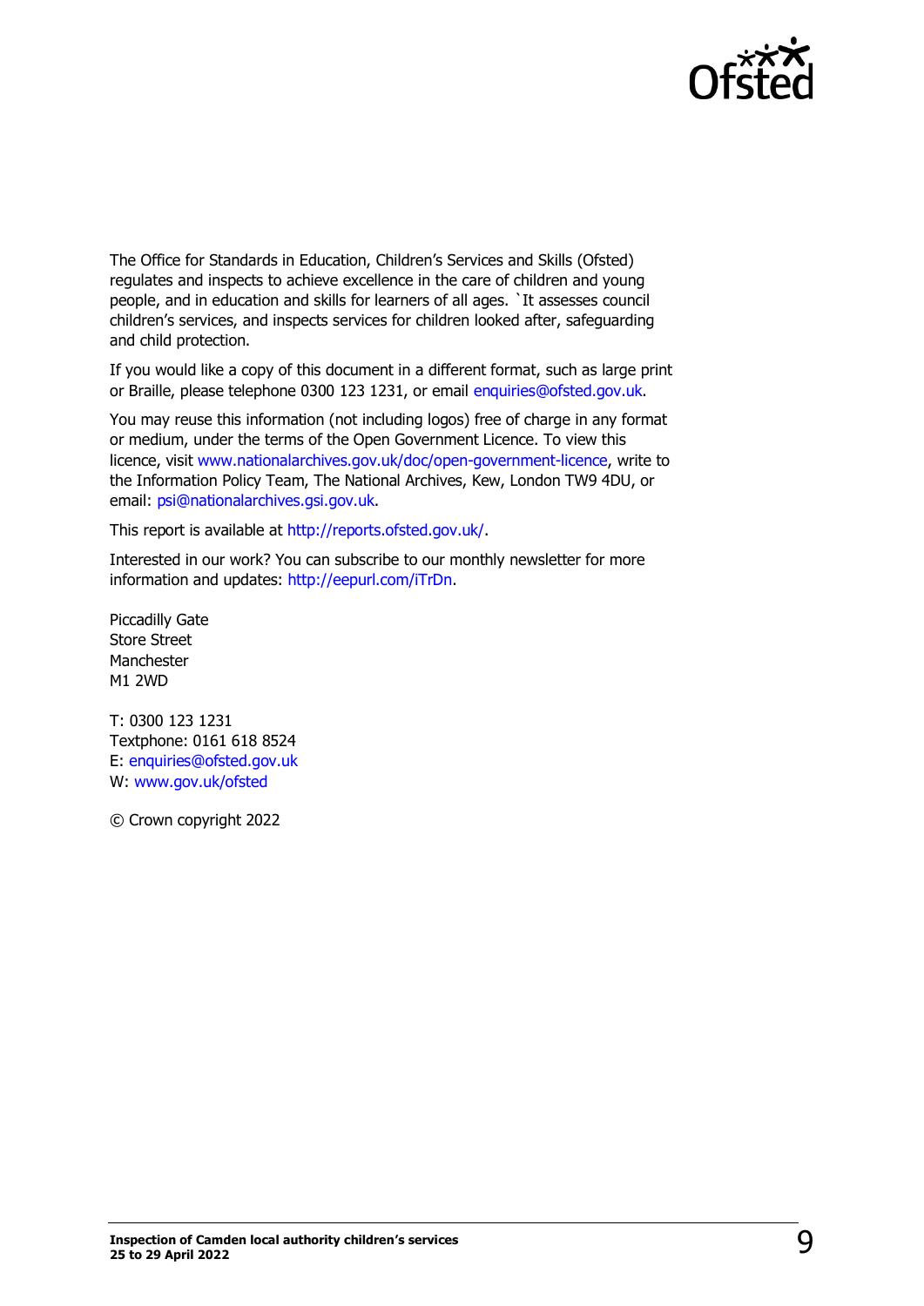The Office for Standards in Education, Children's Services and Skills (Ofsted) regulates and inspects to achieve excellence in the care of children and young people, and in education and skills for learners of all ages. `It assesses council children's services, and inspects services for children looked after, safeguarding and child protection.

If you would like a copy of this document in a different format, such as large print or Braille, please telephone 0300 123 1231, or email enquiries@ofsted.gov.uk.

You may reuse this information (not including logos) free of charge in any format or medium, under the terms of the Open Government Licence. To view this licence, visit www.nationalarchives.gov.uk/doc/open-government-licence, write to the Information Policy Team, The National Archives, Kew, London TW9 4DU, or email: psi@nationalarchives.gsi.gov.uk.

This report is available at http://reports.ofsted.gov.uk/.

Interested in our work? You can subscribe to our monthly newsletter for more information and updates: http://eepurl.com/iTrDn.

Piccadilly Gate
Store Street
Manchester
M1 2WD

T: 0300 123 1231
Textphone: 0161 618 8524
E: enquiries@ofsted.gov.uk
W: www.gov.uk/ofsted

© Crown copyright 2022